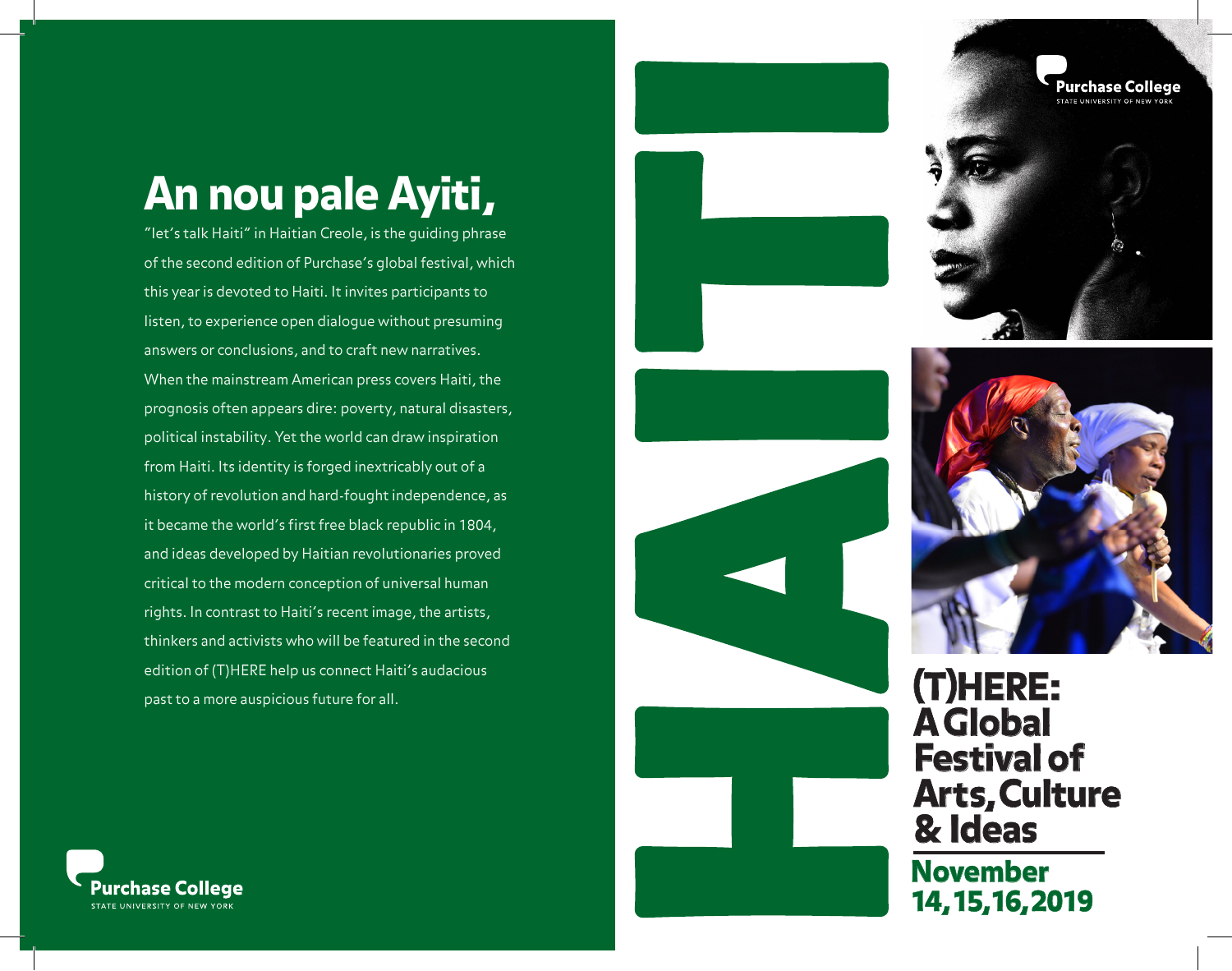# An nou pale Ayiti,

"let's talk Haiti" in Haitian Creole, is the guiding phrase of the second edition of Purchase's global festival, which this year is devoted to Haiti. It invites participants to listen, to experience open dialogue without presuming answers or conclusions, and to craft new narratives. When the mainstream American press covers Haiti, the prognosis often appears dire: poverty, natural disasters, political instability. Yet the world can draw inspiration from Haiti. Its identity is forged inextricably out of a history of revolution and hard-fought independence, as it became the world's first free black republic in 1804, and ideas developed by Haitian revolutionaries proved critical to the modern conception of universal human rights. In contrast to Haiti's recent image, the artists, thinkers and activists who will be featured in the second edition of (T)HERE help us connect Haiti's audacious past to a more auspicious future for all.

Purchase College
STATE UNIVERSITY OF NEW YORK

# HAITI

Purchase College
STATE UNIVERSITY OF NEW YORK

## (T)HERE: A Global Festival of Arts, Culture & Ideas

**November 14, 15, 16, 2019**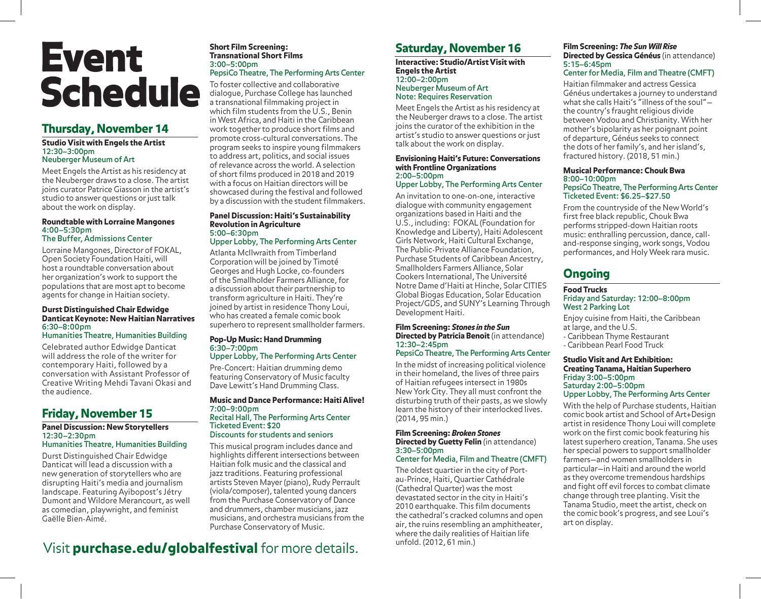# Event Schedule

## Thursday, November 14

**Studio Visit with Engels the Artist**
12:30–3:00pm
Neuberger Museum of Art

Meet Engels the Artist as his residency at the Neuberger draws to a close. The artist joins curator Patrice Giasson in the artist's studio to answer questions or just talk about the work on display.

**Roundtable with Lorraine Mangones**
4:00–5:30pm
The Buffer, Admissions Center

Lorraine Mangones, Director of FOKAL, Open Society Foundation Haiti, will host a roundtable conversation about her organization's work to support the populations that are most apt to become agents for change in Haitian society.

**Durst Distinguished Chair Edwidge Danticat Keynote: New Haitian Narratives**
6:30–8:00pm
Humanities Theatre, Humanities Building

Celebrated author Edwidge Danticat will address the role of the writer for contemporary Haiti, followed by a conversation with Assistant Professor of Creative Writing Mehdi Tavani Okasi and the audience.

## Friday, November 15

**Panel Discussion: New Storytellers**
12:30–2:30pm
Humanities Theatre, Humanities Building

Durst Distinguished Chair Edwidge Danticat will lead a discussion with a new generation of storytellers who are disrupting Haiti's media and journalism landscape. Featuring Ayibopost's Jétry Dumont and Wildore Merancourt, as well as comedian, playwright, and feminist Gaëlle Bien-Aimé.

**Short Film Screening: Transnational Short Films**
3:00–5:00pm
PepsiCo Theatre, The Performing Arts Center

To foster collective and collaborative dialogue, Purchase College has launched a transnational filmmaking project in which film students from the U.S., Benin in West Africa, and Haiti in the Caribbean work together to produce short films and promote cross-cultural conversations. The program seeks to inspire young filmmakers to address art, politics, and social issues of relevance across the world. A selection of short films produced in 2018 and 2019 with a focus on Haitian directors will be showcased during the festival and followed by a discussion with the student filmmakers.

**Panel Discussion: Haiti's Sustainability Revolution in Agriculture**
5:00–6:30pm
Upper Lobby, The Performing Arts Center

Atlanta McIlwraith from Timberland Corporation will be joined by Timoté Georges and Hugh Locke, co-founders of the Smallholder Farmers Alliance, for a discussion about their partnership to transform agriculture in Haiti. They're joined by artist in residence Thony Loui, who has created a female comic book superhero to represent smallholder farmers.

**Pop-Up Music: Hand Drumming**
6:30–7:00pm
Upper Lobby, The Performing Arts Center

Pre-Concert: Haitian drumming demo featuring Conservatory of Music faculty Dave Lewitt's Hand Drumming Class.

**Music and Dance Performance: Haiti Alive!**
7:00–9:00pm
Recital Hall, The Performing Arts Center
Ticketed Event: $20
Discounts for students and seniors

This musical program includes dance and highlights different intersections between Haitian folk music and the classical and jazz traditions. Featuring professional artists Steven Mayer (piano), Rudy Perrault (viola/composer), talented young dancers from the Purchase Conservatory of Dance and drummers, chamber musicians, jazz musicians, and orchestra musicians from the Purchase Conservatory of Music.

## Saturday, November 16

**Interactive: Studio/Artist Visit with Engels the Artist**
12:00–2:00pm
Neuberger Museum of Art
Note: Requires Reservation

Meet Engels the Artist as his residency at the Neuberger draws to a close. The artist joins the curator of the exhibition in the artist's studio to answer questions or just talk about the work on display.

**Envisioning Haiti's Future: Conversations with Frontline Organizations**
2:00–5:00pm
Upper Lobby, The Performing Arts Center

An invitation to one-on-one, interactive dialogue with community engagement organizations based in Haiti and the U.S., including: FOKAL (Foundation for Knowledge and Liberty), Haiti Adolescent Girls Network, Haiti Cultural Exchange, The Public-Private Alliance Foundation, Purchase Students of Caribbean Ancestry, Smallholders Farmers Alliance, Solar Cookers International, The Université Notre Dame d'Haiti at Hinche, Solar CITIES Global Biogas Education, Solar Education Project/GDS, and SUNY's Learning Through Development Haiti.

**Film Screening: *Stones in the Sun***
**Directed by Patricia Benoit** (in attendance)
12:30–2:45pm
PepsiCo Theatre, The Performing Arts Center

In the midst of increasing political violence in their homeland, the lives of three pairs of Haitian refugees intersect in 1980s New York City. They all must confront the disturbing truth of their pasts, as we slowly learn the history of their interlocked lives. (2014, 95 min.)

**Film Screening: *Broken Stones***
**Directed by Guetty Felin** (in attendance)
3:30–5:00pm
Center for Media, Film and Theatre (CMFT)

The oldest quartier in the city of Port-au-Prince, Haiti, Quartier Cathédrale (Cathedral Quarter) was the most devastated sector in the city in Haiti's 2010 earthquake. This film documents the cathedral's cracked columns and open air, the ruins resembling an amphitheater, where the daily realities of Haitian life unfold. (2012, 61 min.)

**Film Screening: *The Sun Will Rise***
**Directed by Gessica Généus** (in attendance)
5:15–6:45pm
Center for Media, Film and Theatre (CMFT)

Haitian filmmaker and actress Gessica Généus undertakes a journey to understand what she calls Haiti's "illness of the soul"—the country's fraught religious divide between Vodou and Christianity. With her mother's bipolarity as her poignant point of departure, Généus seeks to connect the dots of her family's, and her island's, fractured history. (2018, 51 min.)

**Musical Performance: Chouk Bwa**
8:00–10:00pm
PepsiCo Theatre, The Performing Arts Center
Ticketed Event: $6.25–$27.50

From the countryside of the New World's first free black republic, Chouk Bwa performs stripped-down Haitian roots music: enthralling percussion, dance, call-and-response singing, work songs, Vodou performances, and Holy Week rara music.

## Ongoing

**Food Trucks**
Friday and Saturday: 12:00–8:00pm
West 2 Parking Lot

Enjoy cuisine from Haiti, the Caribbean at large, and the U.S.
- Caribbean Thyme Restaurant
- Caribbean Pearl Food Truck

**Studio Visit and Art Exhibition: Creating Tanama, Haitian Superhero**
Friday 3:00–5:00pm
Saturday 2:00–5:00pm
Upper Lobby, The Performing Arts Center

With the help of Purchase students, Haitian comic book artist and School of Art+Design artist in residence Thony Loui will complete work on the first comic book featuring his latest superhero creation, Tanama. She uses her special powers to support smallholder farmers—and women smallholders in particular—in Haiti and around the world as they overcome tremendous hardships and fight off evil forces to combat climate change through tree planting. Visit the Tanama Studio, meet the artist, check on the comic book's progress, and see Loui's art on display.

Visit **purchase.edu/globalfestival** for more details.